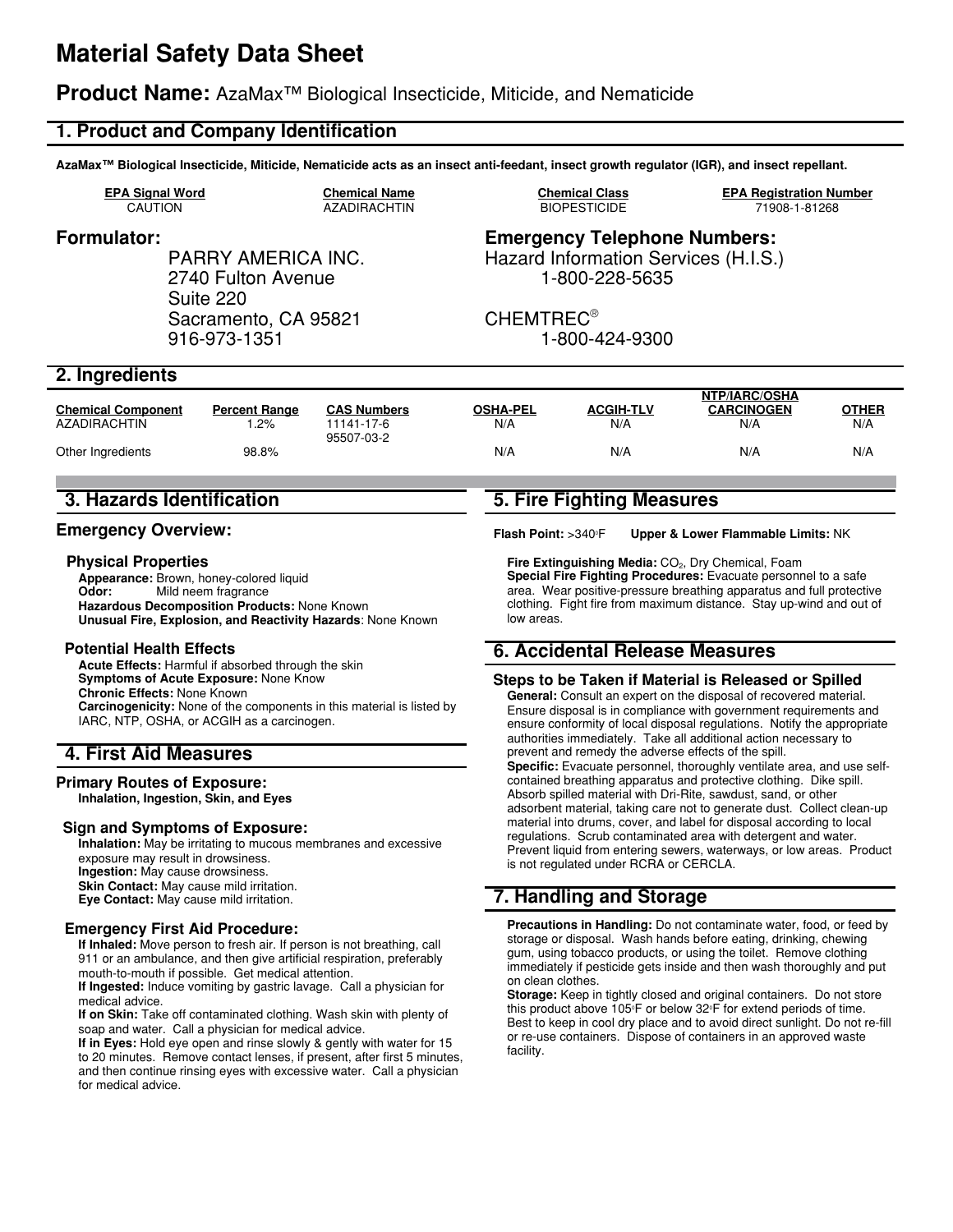# Material Safety Data Sheet

## Product Name: AzaMax™ Biological Insecticide, Miticide, and Nematicide

## 1. Product and Company Identification

**AzaMax™ Biological Insecticide, Miticide, Nematicide acts as an insect anti-feedant, insect growth regulator (IGR), and insect repellant.**

| EPA Signal Word | Chemical Name | Chemical Class | EPA Registration Number |
|---|---|---|---|
| CAUTION | AZADIRACHTIN | BIOPESTICIDE | 71908-1-81268 |

**Formulator:**

PARRY AMERICA INC.
2740 Fulton Avenue
Suite 220
Sacramento, CA 95821
916-973-1351

**Emergency Telephone Numbers:**

Hazard Information Services (H.I.S.)
1-800-228-5635

CHEMTREC®
1-800-424-9300

## 2. Ingredients

| Chemical Component | Percent Range | CAS Numbers | OSHA-PEL | ACGIH-TLV | NTP/IARC/OSHA CARCINOGEN | OTHER |
|---|---|---|---|---|---|---|
| AZADIRACHTIN | 1.2% | 11141-17-6 95507-03-2 | N/A | N/A | N/A | N/A |
| Other Ingredients | 98.8% | | N/A | N/A | N/A | N/A |

## 3. Hazards Identification

### Emergency Overview:

#### Physical Properties

**Appearance:** Brown, honey-colored liquid
**Odor:** Mild neem fragrance
**Hazardous Decomposition Products:** None Known
**Unusual Fire, Explosion, and Reactivity Hazards**: None Known

#### Potential Health Effects

**Acute Effects:** Harmful if absorbed through the skin
**Symptoms of Acute Exposure:** None Know
**Chronic Effects:** None Known
**Carcinogenicity:** None of the components in this material is listed by IARC, NTP, OSHA, or ACGIH as a carcinogen.

## 4. First Aid Measures

### Primary Routes of Exposure:

**Inhalation, Ingestion, Skin, and Eyes**

#### Sign and Symptoms of Exposure:

**Inhalation:** May be irritating to mucous membranes and excessive exposure may result in drowsiness.
**Ingestion:** May cause drowsiness.
**Skin Contact:** May cause mild irritation.
**Eye Contact:** May cause mild irritation.

#### Emergency First Aid Procedure:

**If Inhaled:** Move person to fresh air. If person is not breathing, call 911 or an ambulance, and then give artificial respiration, preferably mouth-to-mouth if possible. Get medical attention.
**If Ingested:** Induce vomiting by gastric lavage. Call a physician for medical advice.
**If on Skin:** Take off contaminated clothing. Wash skin with plenty of soap and water. Call a physician for medical advice.
**If in Eyes:** Hold eye open and rinse slowly & gently with water for 15 to 20 minutes. Remove contact lenses, if present, after first 5 minutes, and then continue rinsing eyes with excessive water. Call a physician for medical advice.

## 5. Fire Fighting Measures

**Flash Point:** >340°F **Upper & Lower Flammable Limits:** NK

**Fire Extinguishing Media:** $CO_2$, Dry Chemical, Foam
**Special Fire Fighting Procedures:** Evacuate personnel to a safe area. Wear positive-pressure breathing apparatus and full protective clothing. Fight fire from maximum distance. Stay up-wind and out of low areas.

## 6. Accidental Release Measures

### Steps to be Taken if Material is Released or Spilled

**General:** Consult an expert on the disposal of recovered material. Ensure disposal is in compliance with government requirements and ensure conformity of local disposal regulations. Notify the appropriate authorities immediately. Take all additional action necessary to prevent and remedy the adverse effects of the spill.
**Specific:** Evacuate personnel, thoroughly ventilate area, and use self-contained breathing apparatus and protective clothing. Dike spill. Absorb spilled material with Dri-Rite, sawdust, sand, or other adsorbent material, taking care not to generate dust. Collect clean-up material into drums, cover, and label for disposal according to local regulations. Scrub contaminated area with detergent and water. Prevent liquid from entering sewers, waterways, or low areas. Product is not regulated under RCRA or CERCLA.

## 7. Handling and Storage

**Precautions in Handling:** Do not contaminate water, food, or feed by storage or disposal. Wash hands before eating, drinking, chewing gum, using tobacco products, or using the toilet. Remove clothing immediately if pesticide gets inside and then wash thoroughly and put on clean clothes.
**Storage:** Keep in tightly closed and original containers. Do not store this product above 105°F or below 32°F for extend periods of time. Best to keep in cool dry place and to avoid direct sunlight. Do not re-fill or re-use containers. Dispose of containers in an approved waste facility.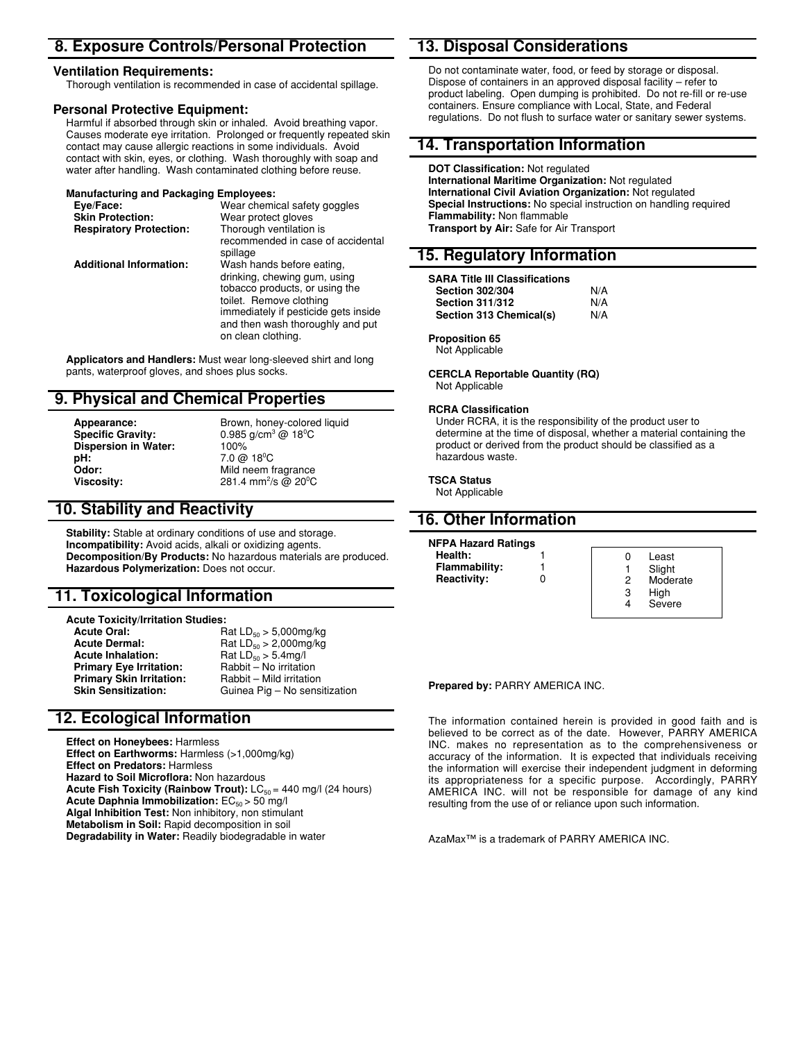## 8. Exposure Controls/Personal Protection

### Ventilation Requirements:

Thorough ventilation is recommended in case of accidental spillage.

### Personal Protective Equipment:

Harmful if absorbed through skin or inhaled. Avoid breathing vapor. Causes moderate eye irritation. Prolonged or frequently repeated skin contact may cause allergic reactions in some individuals. Avoid contact with skin, eyes, or clothing. Wash thoroughly with soap and water after handling. Wash contaminated clothing before reuse.

**Manufacturing and Packaging Employees:**

| | |
|---|---|
| **Eye/Face:** | Wear chemical safety goggles |
| **Skin Protection:** | Wear protect gloves |
| **Respiratory Protection:** | Thorough ventilation is recommended in case of accidental spillage |
| **Additional Information:** | Wash hands before eating, drinking, chewing gum, using tobacco products, or using the toilet. Remove clothing immediately if pesticide gets inside and then wash thoroughly and put on clean clothing. |

**Applicators and Handlers:** Must wear long-sleeved shirt and long pants, waterproof gloves, and shoes plus socks.

## 9. Physical and Chemical Properties

| | |
|---|---|
| **Appearance:** | Brown, honey-colored liquid |
| **Specific Gravity:** | 0.985 g/cm$^3$ @ 18$^0$C |
| **Dispersion in Water:** | 100% |
| **pH:** | 7.0 @ 18$^0$C |
| **Odor:** | Mild neem fragrance |
| **Viscosity:** | 281.4 mm$^2$/s @ 20$^0$C |

## 10. Stability and Reactivity

**Stability:** Stable at ordinary conditions of use and storage.
**Incompatibility:** Avoid acids, alkali or oxidizing agents.
**Decomposition/By Products:** No hazardous materials are produced.
**Hazardous Polymerization:** Does not occur.

## 11. Toxicological Information

**Acute Toxicity/Irritation Studies:**

| | |
|---|---|
| **Acute Oral:** | Rat $LD_{50}$ > 5,000mg/kg |
| **Acute Dermal:** | Rat $LD_{50}$ > 2,000mg/kg |
| **Acute Inhalation:** | Rat $LD_{50}$ > 5.4mg/l |
| **Primary Eye Irritation:** | Rabbit – No irritation |
| **Primary Skin Irritation:** | Rabbit – Mild irritation |
| **Skin Sensitization:** | Guinea Pig – No sensitization |

## 12. Ecological Information

**Effect on Honeybees:** Harmless
**Effect on Earthworms:** Harmless (>1,000mg/kg)
**Effect on Predators:** Harmless
**Hazard to Soil Microflora:** Non hazardous
**Acute Fish Toxicity (Rainbow Trout):** $LC_{50}$ = 440 mg/l (24 hours)
**Acute Daphnia Immobilization:** $EC_{50}$ > 50 mg/l
**Algal Inhibition Test:** Non inhibitory, non stimulant
**Metabolism in Soil:** Rapid decomposition in soil
**Degradability in Water:** Readily biodegradable in water

## 13. Disposal Considerations

Do not contaminate water, food, or feed by storage or disposal. Dispose of containers in an approved disposal facility – refer to product labeling. Open dumping is prohibited. Do not re-fill or re-use containers. Ensure compliance with Local, State, and Federal regulations. Do not flush to surface water or sanitary sewer systems.

## 14. Transportation Information

**DOT Classification:** Not regulated
**International Maritime Organization:** Not regulated
**International Civil Aviation Organization:** Not regulated
**Special Instructions:** No special instruction on handling required
**Flammability:** Non flammable
**Transport by Air:** Safe for Air Transport

## 15. Regulatory Information

**SARA Title III Classifications**

| | |
|---|---|
| **Section 302/304** | N/A |
| **Section 311/312** | N/A |
| **Section 313 Chemical(s)** | N/A |

**Proposition 65**
Not Applicable

**CERCLA Reportable Quantity (RQ)**
Not Applicable

**RCRA Classification**
Under RCRA, it is the responsibility of the product user to determine at the time of disposal, whether a material containing the product or derived from the product should be classified as a hazardous waste.

**TSCA Status**
Not Applicable

## 16. Other Information

**NFPA Hazard Ratings**

| | |
|---|---|
| **Health:** | 1 |
| **Flammability:** | 1 |
| **Reactivity:** | 0 |

| | |
|---|---|
| 0 | Least |
| 1 | Slight |
| 2 | Moderate |
| 3 | High |
| 4 | Severe |

**Prepared by:** PARRY AMERICA INC.

The information contained herein is provided in good faith and is believed to be correct as of the date. However, PARRY AMERICA INC. makes no representation as to the comprehensiveness or accuracy of the information. It is expected that individuals receiving the information will exercise their independent judgment in deforming its appropriateness for a specific purpose. Accordingly, PARRY AMERICA INC. will not be responsible for damage of any kind resulting from the use of or reliance upon such information.

AzaMax™ is a trademark of PARRY AMERICA INC.